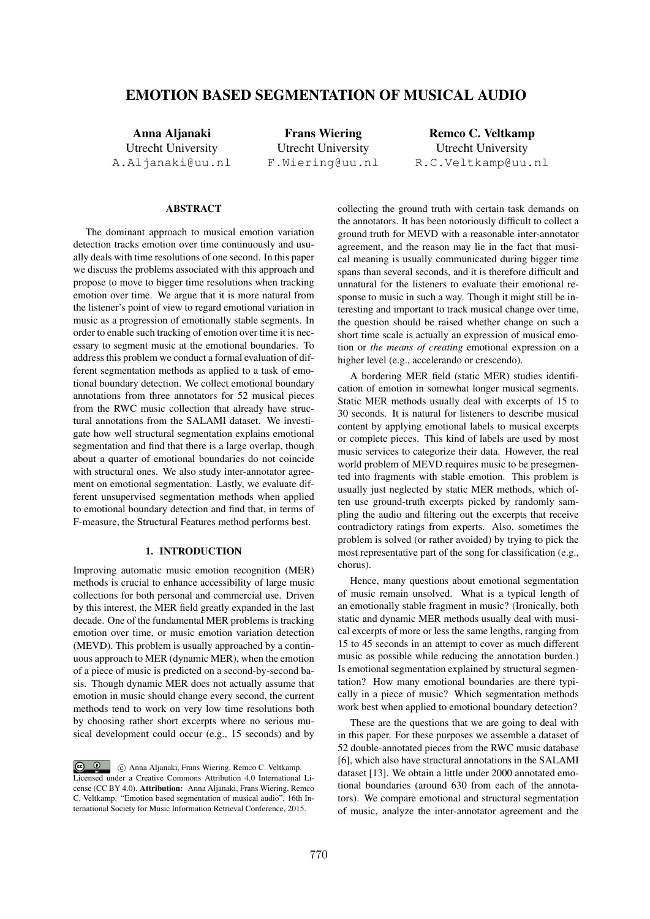# EMOTION BASED SEGMENTATION OF MUSICAL AUDIO

**Anna Aljanaki**
Utrecht University
A.Aljanaki@uu.nl

**Frans Wiering**
Utrecht University
F.Wiering@uu.nl

**Remco C. Veltkamp**
Utrecht University
R.C.Veltkamp@uu.nl

## ABSTRACT

The dominant approach to musical emotion variation detection tracks emotion over time continuously and usually deals with time resolutions of one second. In this paper we discuss the problems associated with this approach and propose to move to bigger time resolutions when tracking emotion over time. We argue that it is more natural from the listener's point of view to regard emotional variation in music as a progression of emotionally stable segments. In order to enable such tracking of emotion over time it is necessary to segment music at the emotional boundaries. To address this problem we conduct a formal evaluation of different segmentation methods as applied to a task of emotional boundary detection. We collect emotional boundary annotations from three annotators for 52 musical pieces from the RWC music collection that already have structural annotations from the SALAMI dataset. We investigate how well structural segmentation explains emotional segmentation and find that there is a large overlap, though about a quarter of emotional boundaries do not coincide with structural ones. We also study inter-annotator agreement on emotional segmentation. Lastly, we evaluate different unsupervised segmentation methods when applied to emotional boundary detection and find that, in terms of F-measure, the Structural Features method performs best.

## 1. INTRODUCTION

Improving automatic music emotion recognition (MER) methods is crucial to enhance accessibility of large music collections for both personal and commercial use. Driven by this interest, the MER field greatly expanded in the last decade. One of the fundamental MER problems is tracking emotion over time, or music emotion variation detection (MEVD). This problem is usually approached by a continuous approach to MER (dynamic MER), when the emotion of a piece of music is predicted on a second-by-second basis. Though dynamic MER does not actually assume that emotion in music should change every second, the current methods tend to work on very low time resolutions both by choosing rather short excerpts where no serious musical development could occur (e.g., 15 seconds) and by collecting the ground truth with certain task demands on the annotators. It has been notoriously difficult to collect a ground truth for MEVD with a reasonable inter-annotator agreement, and the reason may lie in the fact that musical meaning is usually communicated during bigger time spans than several seconds, and it is therefore difficult and unnatural for the listeners to evaluate their emotional response to music in such a way. Though it might still be interesting and important to track musical change over time, the question should be raised whether change on such a short time scale is actually an expression of musical emotion or *the means of creating* emotional expression on a higher level (e.g., accelerando or crescendo).

A bordering MER field (static MER) studies identification of emotion in somewhat longer musical segments. Static MER methods usually deal with excerpts of 15 to 30 seconds. It is natural for listeners to describe musical content by applying emotional labels to musical excerpts or complete pieces. This kind of labels are used by most music services to categorize their data. However, the real world problem of MEVD requires music to be presegmented into fragments with stable emotion. This problem is usually just neglected by static MER methods, which often use ground-truth excerpts picked by randomly sampling the audio and filtering out the excerpts that receive contradictory ratings from experts. Also, sometimes the problem is solved (or rather avoided) by trying to pick the most representative part of the song for classification (e.g., chorus).

Hence, many questions about emotional segmentation of music remain unsolved. What is a typical length of an emotionally stable fragment in music? (Ironically, both static and dynamic MER methods usually deal with musical excerpts of more or less the same lengths, ranging from 15 to 45 seconds in an attempt to cover as much different music as possible while reducing the annotation burden.) Is emotional segmentation explained by structural segmentation? How many emotional boundaries are there typically in a piece of music? Which segmentation methods work best when applied to emotional boundary detection?

These are the questions that we are going to deal with in this paper. For these purposes we assemble a dataset of 52 double-annotated pieces from the RWC music database [6], which also have structural annotations in the SALAMI dataset [13]. We obtain a little under 2000 annotated emotional boundaries (around 630 from each of the annotators). We compare emotional and structural segmentation of music, analyze the inter-annotator agreement and the

© Anna Aljanaki, Frans Wiering, Remco C. Veltkamp. Licensed under a Creative Commons Attribution 4.0 International License (CC BY 4.0). **Attribution:** Anna Aljanaki, Frans Wiering, Remco C. Veltkamp. "Emotion based segmentation of musical audio", 16th International Society for Music Information Retrieval Conference, 2015.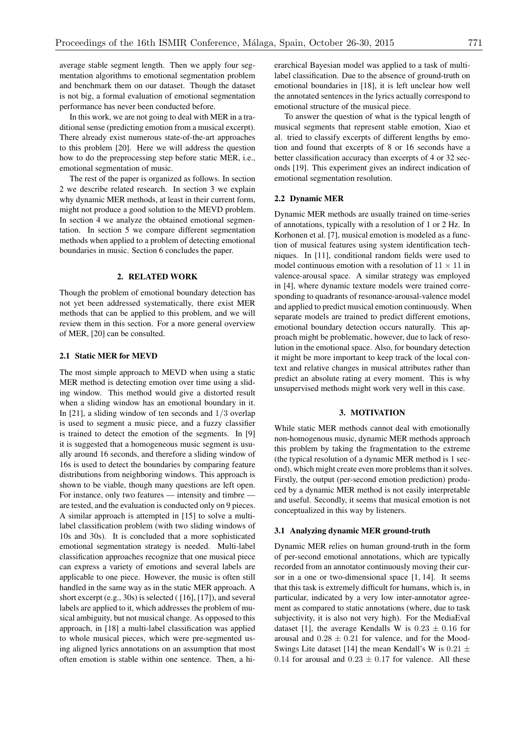average stable segment length. Then we apply four segmentation algorithms to emotional segmentation problem and benchmark them on our dataset. Though the dataset is not big, a formal evaluation of emotional segmentation performance has never been conducted before.

In this work, we are not going to deal with MER in a traditional sense (predicting emotion from a musical excerpt). There already exist numerous state-of-the-art approaches to this problem [20]. Here we will address the question how to do the preprocessing step before static MER, i.e., emotional segmentation of music.

The rest of the paper is organized as follows. In section 2 we describe related research. In section 3 we explain why dynamic MER methods, at least in their current form, might not produce a good solution to the MEVD problem. In section 4 we analyze the obtained emotional segmentation. In section 5 we compare different segmentation methods when applied to a problem of detecting emotional boundaries in music. Section 6 concludes the paper.

## 2. RELATED WORK

Though the problem of emotional boundary detection has not yet been addressed systematically, there exist MER methods that can be applied to this problem, and we will review them in this section. For a more general overview of MER, [20] can be consulted.

### 2.1 Static MER for MEVD

The most simple approach to MEVD when using a static MER method is detecting emotion over time using a sliding window. This method would give a distorted result when a sliding window has an emotional boundary in it. In [21], a sliding window of ten seconds and $1/3$ overlap is used to segment a music piece, and a fuzzy classifier is trained to detect the emotion of the segments. In [9] it is suggested that a homogeneous music segment is usually around 16 seconds, and therefore a sliding window of 16s is used to detect the boundaries by comparing feature distributions from neighboring windows. This approach is shown to be viable, though many questions are left open. For instance, only two features — intensity and timbre — are tested, and the evaluation is conducted only on 9 pieces. A similar approach is attempted in [15] to solve a multi-label classification problem (with two sliding windows of 10s and 30s). It is concluded that a more sophisticated emotional segmentation strategy is needed. Multi-label classification approaches recognize that one musical piece can express a variety of emotions and several labels are applicable to one piece. However, the music is often still handled in the same way as in the static MER approach. A short excerpt (e.g., 30s) is selected ( [16], [17]), and several labels are applied to it, which addresses the problem of musical ambiguity, but not musical change. As opposed to this approach, in [18] a multi-label classification was applied to whole musical pieces, which were pre-segmented using aligned lyrics annotations on an assumption that most often emotion is stable within one sentence. Then, a hierarchical Bayesian model was applied to a task of multi-label classification. Due to the absence of ground-truth on emotional boundaries in [18], it is left unclear how well the annotated sentences in the lyrics actually correspond to emotional structure of the musical piece.

To answer the question of what is the typical length of musical segments that represent stable emotion, Xiao et al. tried to classify excerpts of different lengths by emotion and found that excerpts of 8 or 16 seconds have a better classification accuracy than excerpts of 4 or 32 seconds [19]. This experiment gives an indirect indication of emotional segmentation resolution.

### 2.2 Dynamic MER

Dynamic MER methods are usually trained on time-series of annotations, typically with a resolution of 1 or 2 Hz. In Korhonen et al. [7], musical emotion is modeled as a function of musical features using system identification techniques. In [11], conditional random fields were used to model continuous emotion with a resolution of $11 \times 11$ in valence-arousal space. A similar strategy was employed in [4], where dynamic texture models were trained corresponding to quadrants of resonance-arousal-valence model and applied to predict musical emotion continuously. When separate models are trained to predict different emotions, emotional boundary detection occurs naturally. This approach might be problematic, however, due to lack of resolution in the emotional space. Also, for boundary detection it might be more important to keep track of the local context and relative changes in musical attributes rather than predict an absolute rating at every moment. This is why unsupervised methods might work very well in this case.

## 3. MOTIVATION

While static MER methods cannot deal with emotionally non-homogenous music, dynamic MER methods approach this problem by taking the fragmentation to the extreme (the typical resolution of a dynamic MER method is 1 second), which might create even more problems than it solves. Firstly, the output (per-second emotion prediction) produced by a dynamic MER method is not easily interpretable and useful. Secondly, it seems that musical emotion is not conceptualized in this way by listeners.

### 3.1 Analyzing dynamic MER ground-truth

Dynamic MER relies on human ground-truth in the form of per-second emotional annotations, which are typically recorded from an annotator continuously moving their cursor in a one or two-dimensional space [1, 14]. It seems that this task is extremely difficult for humans, which is, in particular, indicated by a very low inter-annotator agreement as compared to static annotations (where, due to task subjectivity, it is also not very high). For the MediaEval dataset [1], the average Kendalls W is $0.23 \pm 0.16$ for arousal and $0.28 \pm 0.21$ for valence, and for the MoodSwings Lite dataset [14] the mean Kendall's W is $0.21 \pm 0.14$ for arousal and $0.23 \pm 0.17$ for valence. All these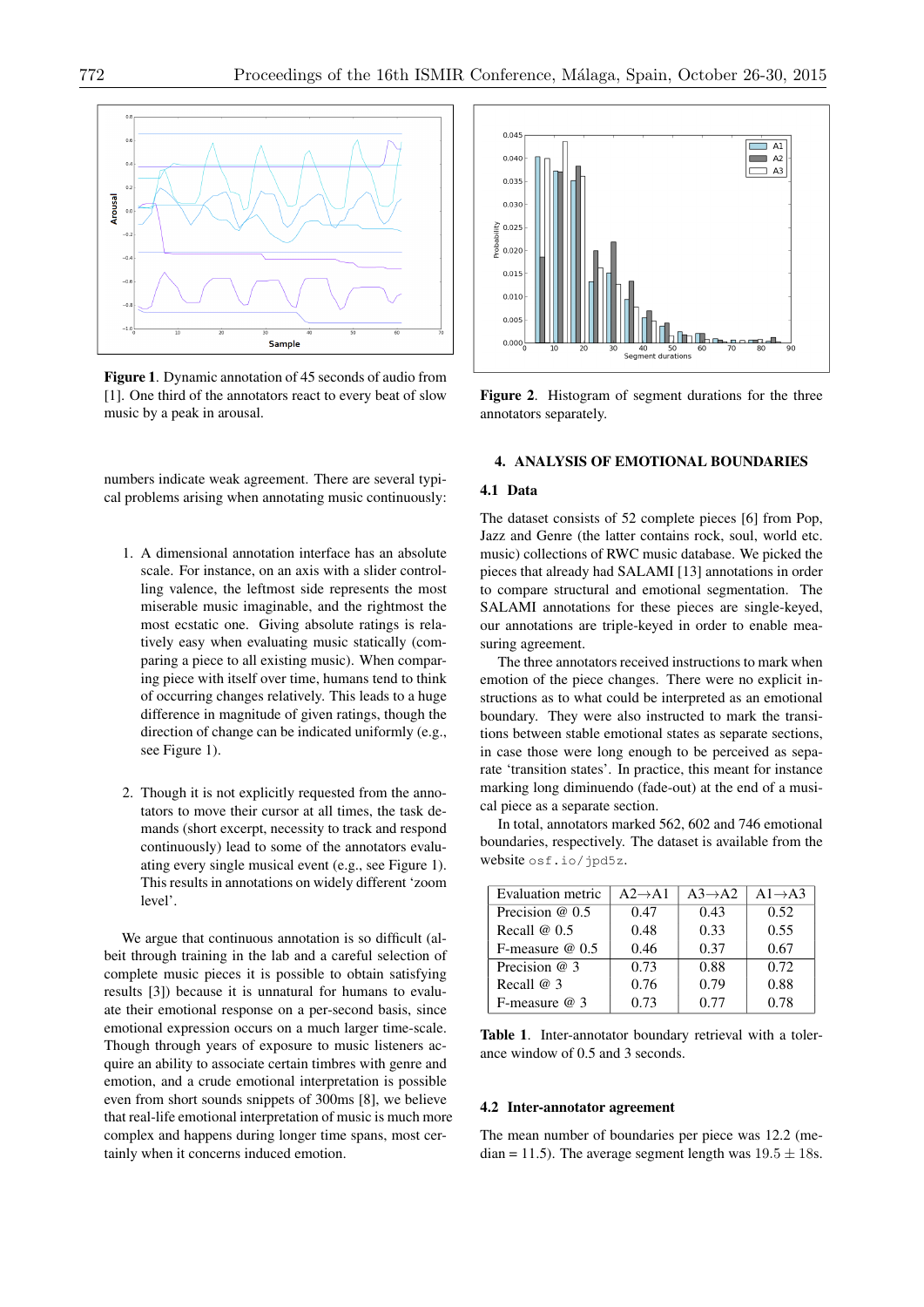**Figure 1**. Dynamic annotation of 45 seconds of audio from [1]. One third of the annotators react to every beat of slow music by a peak in arousal.

**Figure 2**. Histogram of segment durations for the three annotators separately.

numbers indicate weak agreement. There are several typical problems arising when annotating music continuously:

1. A dimensional annotation interface has an absolute scale. For instance, on an axis with a slider controlling valence, the leftmost side represents the most miserable music imaginable, and the rightmost the most ecstatic one. Giving absolute ratings is relatively easy when evaluating music statically (comparing a piece to all existing music). When comparing piece with itself over time, humans tend to think of occurring changes relatively. This leads to a huge difference in magnitude of given ratings, though the direction of change can be indicated uniformly (e.g., see Figure 1).

2. Though it is not explicitly requested from the annotators to move their cursor at all times, the task demands (short excerpt, necessity to track and respond continuously) lead to some of the annotators evaluating every single musical event (e.g., see Figure 1). This results in annotations on widely different 'zoom level'.

We argue that continuous annotation is so difficult (albeit through training in the lab and a careful selection of complete music pieces it is possible to obtain satisfying results [3]) because it is unnatural for humans to evaluate their emotional response on a per-second basis, since emotional expression occurs on a much larger time-scale. Though through years of exposure to music listeners acquire an ability to associate certain timbres with genre and emotion, and a crude emotional interpretation is possible even from short sounds snippets of 300ms [8], we believe that real-life emotional interpretation of music is much more complex and happens during longer time spans, most certainly when it concerns induced emotion.

## 4. ANALYSIS OF EMOTIONAL BOUNDARIES

### 4.1 Data

The dataset consists of 52 complete pieces [6] from Pop, Jazz and Genre (the latter contains rock, soul, world etc. music) collections of RWC music database. We picked the pieces that already had SALAMI [13] annotations in order to compare structural and emotional segmentation. The SALAMI annotations for these pieces are single-keyed, our annotations are triple-keyed in order to enable measuring agreement.

The three annotators received instructions to mark when emotion of the piece changes. There were no explicit instructions as to what could be interpreted as an emotional boundary. They were also instructed to mark the transitions between stable emotional states as separate sections, in case those were long enough to be perceived as separate 'transition states'. In practice, this meant for instance marking long diminuendo (fade-out) at the end of a musical piece as a separate section.

In total, annotators marked 562, 602 and 746 emotional boundaries, respectively. The dataset is available from the website `osf.io/jpd5z`.

| Evaluation metric | A2→A1 | A3→A2 | A1→A3 |
|---|---|---|---|
| Precision @ 0.5 | 0.47 | 0.43 | 0.52 |
| Recall @ 0.5 | 0.48 | 0.33 | 0.55 |
| F-measure @ 0.5 | 0.46 | 0.37 | 0.67 |
| Precision @ 3 | 0.73 | 0.88 | 0.72 |
| Recall @ 3 | 0.76 | 0.79 | 0.88 |
| F-measure @ 3 | 0.73 | 0.77 | 0.78 |

**Table 1**. Inter-annotator boundary retrieval with a tolerance window of 0.5 and 3 seconds.

### 4.2 Inter-annotator agreement

The mean number of boundaries per piece was 12.2 (median = 11.5). The average segment length was $19.5 \pm 18$s.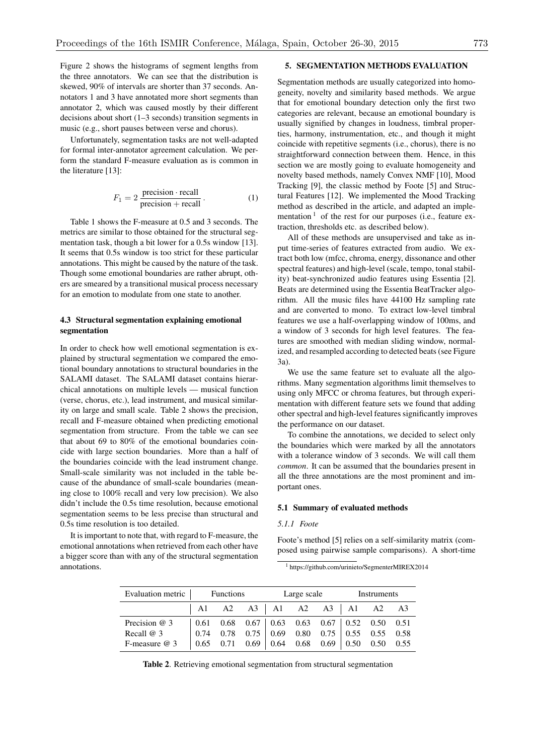Figure 2 shows the histograms of segment lengths from the three annotators. We can see that the distribution is skewed, 90% of intervals are shorter than 37 seconds. Annotators 1 and 3 have annotated more short segments than annotator 2, which was caused mostly by their different decisions about short (1–3 seconds) transition segments in music (e.g., short pauses between verse and chorus).

Unfortunately, segmentation tasks are not well-adapted for formal inter-annotator agreement calculation. We perform the standard F-measure evaluation as is common in the literature [13]:

$$F_1 = 2\,\frac{\text{precision} \cdot \text{recall}}{\text{precision} + \text{recall}}\,. \tag{1}$$

Table 1 shows the F-measure at 0.5 and 3 seconds. The metrics are similar to those obtained for the structural segmentation task, though a bit lower for a 0.5s window [13]. It seems that 0.5s window is too strict for these particular annotations. This might be caused by the nature of the task. Though some emotional boundaries are rather abrupt, others are smeared by a transitional musical process necessary for an emotion to modulate from one state to another.

### 4.3 Structural segmentation explaining emotional segmentation

In order to check how well emotional segmentation is explained by structural segmentation we compared the emotional boundary annotations to structural boundaries in the SALAMI dataset. The SALAMI dataset contains hierarchical annotations on multiple levels — musical function (verse, chorus, etc.), lead instrument, and musical similarity on large and small scale. Table 2 shows the precision, recall and F-measure obtained when predicting emotional segmentation from structure. From the table we can see that about 69 to 80% of the emotional boundaries coincide with large section boundaries. More than a half of the boundaries coincide with the lead instrument change. Small-scale similarity was not included in the table because of the abundance of small-scale boundaries (meaning close to 100% recall and very low precision). We also didn't include the 0.5s time resolution, because emotional segmentation seems to be less precise than structural and 0.5s time resolution is too detailed.

It is important to note that, with regard to F-measure, the emotional annotations when retrieved from each other have a bigger score than with any of the structural segmentation annotations.

## 5. SEGMENTATION METHODS EVALUATION

Segmentation methods are usually categorized into homogeneity, novelty and similarity based methods. We argue that for emotional boundary detection only the first two categories are relevant, because an emotional boundary is usually signified by changes in loudness, timbral properties, harmony, instrumentation, etc., and though it might coincide with repetitive segments (i.e., chorus), there is no straightforward connection between them. Hence, in this section we are mostly going to evaluate homogeneity and novelty based methods, namely Convex NMF [10], Mood Tracking [9], the classic method by Foote [5] and Structural Features [12]. We implemented the Mood Tracking method as described in the article, and adapted an implementation [1] of the rest for our purposes (i.e., feature extraction, thresholds etc. as described below).

All of these methods are unsupervised and take as input time-series of features extracted from audio. We extract both low (mfcc, chroma, energy, dissonance and other spectral features) and high-level (scale, tempo, tonal stability) beat-synchronized audio features using Essentia [2]. Beats are determined using the Essentia BeatTracker algorithm. All the music files have 44100 Hz sampling rate and are converted to mono. To extract low-level timbral features we use a half-overlapping window of 100ms, and a window of 3 seconds for high level features. The features are smoothed with median sliding window, normalized, and resampled according to detected beats (see Figure 3a).

We use the same feature set to evaluate all the algorithms. Many segmentation algorithms limit themselves to using only MFCC or chroma features, but through experimentation with different feature sets we found that adding other spectral and high-level features significantly improves the performance on our dataset.

To combine the annotations, we decided to select only the boundaries which were marked by all the annotators with a tolerance window of 3 seconds. We will call them *common*. It can be assumed that the boundaries present in all the three annotations are the most prominent and important ones.

### 5.1 Summary of evaluated methods

#### 5.1.1 Foote

Foote's method [5] relies on a self-similarity matrix (composed using pairwise sample comparisons). A short-time

[1] https://github.com/urinieto/SegmenterMIREX2014

| Evaluation metric | Functions | | | Large scale | | | Instruments | | |
|---|---|---|---|---|---|---|---|---|---|
| | A1 | A2 | A3 | A1 | A2 | A3 | A1 | A2 | A3 |
| Precision @ 3 | 0.61 | 0.68 | 0.67 | 0.63 | 0.63 | 0.67 | 0.52 | 0.50 | 0.51 |
| Recall @ 3 | 0.74 | 0.78 | 0.75 | 0.69 | 0.80 | 0.75 | 0.55 | 0.55 | 0.58 |
| F-measure @ 3 | 0.65 | 0.71 | 0.69 | 0.64 | 0.68 | 0.69 | 0.50 | 0.50 | 0.55 |

**Table 2**. Retrieving emotional segmentation from structural segmentation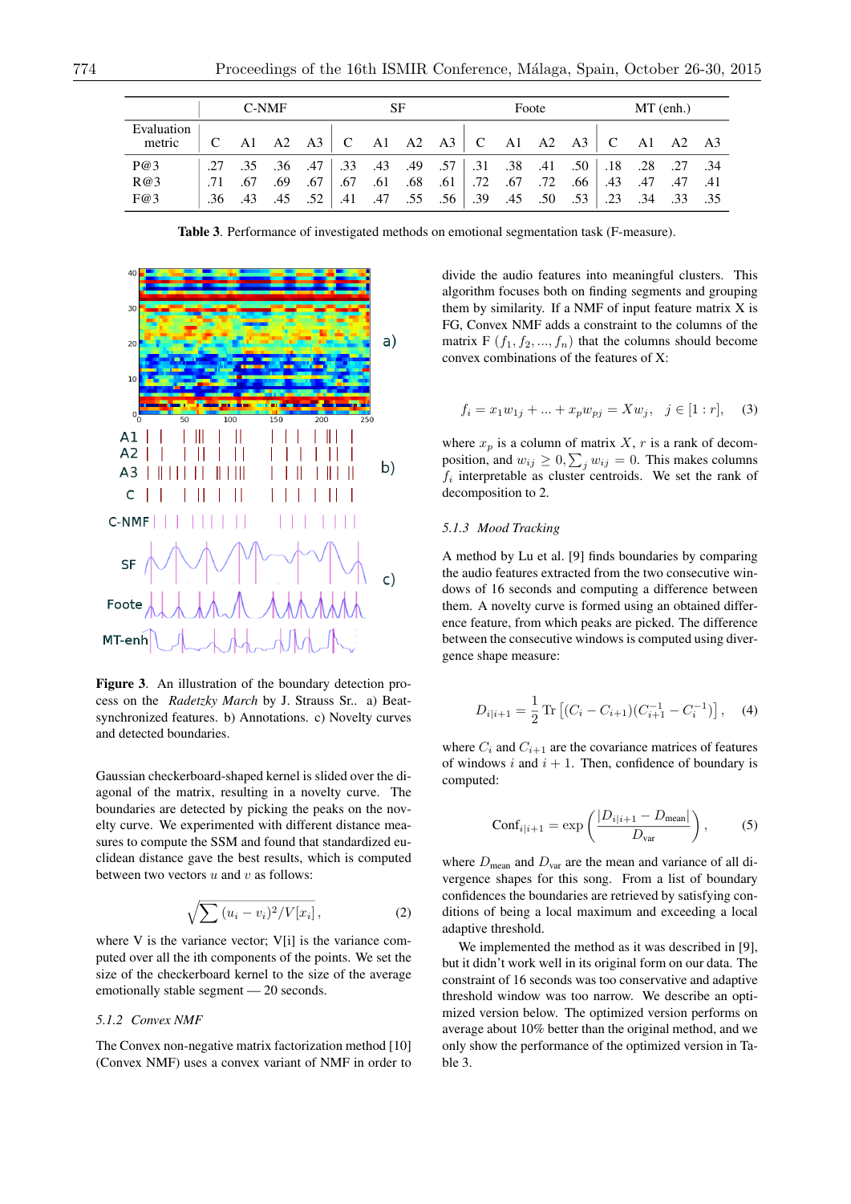| Evaluation metric | C-NMF | | | | SF | | | | Foote | | | | MT (enh.) | | | |
|---|---|---|---|---|---|---|---|---|---|---|---|---|---|---|---|---|
| | C | A1 | A2 | A3 | C | A1 | A2 | A3 | C | A1 | A2 | A3 | C | A1 | A2 | A3 |
| P@3 | .27 | .35 | .36 | .47 | .33 | .43 | .49 | .57 | .31 | .38 | .41 | .50 | .18 | .28 | .27 | .34 |
| R@3 | .71 | .67 | .69 | .67 | .67 | .61 | .68 | .61 | .72 | .67 | .72 | .66 | .43 | .47 | .47 | .41 |
| F@3 | .36 | .43 | .45 | .52 | .41 | .47 | .55 | .56 | .39 | .45 | .50 | .53 | .23 | .34 | .33 | .35 |

**Table 3**. Performance of investigated methods on emotional segmentation task (F-measure).

**Figure 3**. An illustration of the boundary detection process on the *Radetzky March* by J. Strauss Sr.. a) Beat-synchronized features. b) Annotations. c) Novelty curves and detected boundaries.

Gaussian checkerboard-shaped kernel is slided over the diagonal of the matrix, resulting in a novelty curve. The boundaries are detected by picking the peaks on the novelty curve. We experimented with different distance measures to compute the SSM and found that standardized euclidean distance gave the best results, which is computed between two vectors $u$ and $v$ as follows:

$$\sqrt{\sum (u_i - v_i)^2 / V[x_i]}, \qquad (2)$$

where V is the variance vector; V[i] is the variance computed over all the ith components of the points. We set the size of the checkerboard kernel to the size of the average emotionally stable segment — 20 seconds.

#### 5.1.2 Convex NMF

The Convex non-negative matrix factorization method [10] (Convex NMF) uses a convex variant of NMF in order to divide the audio features into meaningful clusters. This algorithm focuses both on finding segments and grouping them by similarity. If a NMF of input feature matrix X is FG, Convex NMF adds a constraint to the columns of the matrix F $(f_1, f_2, ..., f_n)$ that the columns should become convex combinations of the features of X:

$$f_i = x_1 w_{1j} + ... + x_p w_{pj} = X w_j, \quad j \in [1:r], \qquad (3)$$

where $x_p$ is a column of matrix $X$, $r$ is a rank of decomposition, and $w_{ij} \geq 0, \sum_j w_{ij} = 0$. This makes columns $f_i$ interpretable as cluster centroids. We set the rank of decomposition to 2.

#### 5.1.3 Mood Tracking

A method by Lu et al. [9] finds boundaries by comparing the audio features extracted from the two consecutive windows of 16 seconds and computing a difference between them. A novelty curve is formed using an obtained difference feature, from which peaks are picked. The difference between the consecutive windows is computed using divergence shape measure:

$$D_{i|i+1} = \frac{1}{2} \operatorname{Tr}\left[(C_i - C_{i+1})(C_{i+1}^{-1} - C_i^{-1})\right], \qquad (4)$$

where $C_i$ and $C_{i+1}$ are the covariance matrices of features of windows $i$ and $i+1$. Then, confidence of boundary is computed:

$$\text{Conf}_{i|i+1} = \exp\left(\frac{|D_{i|i+1} - D_{\text{mean}}|}{D_{\text{var}}}\right), \qquad (5)$$

where $D_{\text{mean}}$ and $D_{\text{var}}$ are the mean and variance of all divergence shapes for this song. From a list of boundary confidences the boundaries are retrieved by satisfying conditions of being a local maximum and exceeding a local adaptive threshold.

We implemented the method as it was described in [9], but it didn't work well in its original form on our data. The constraint of 16 seconds was too conservative and adaptive threshold window was too narrow. We describe an optimized version below. The optimized version performs on average about 10% better than the original method, and we only show the performance of the optimized version in Table 3.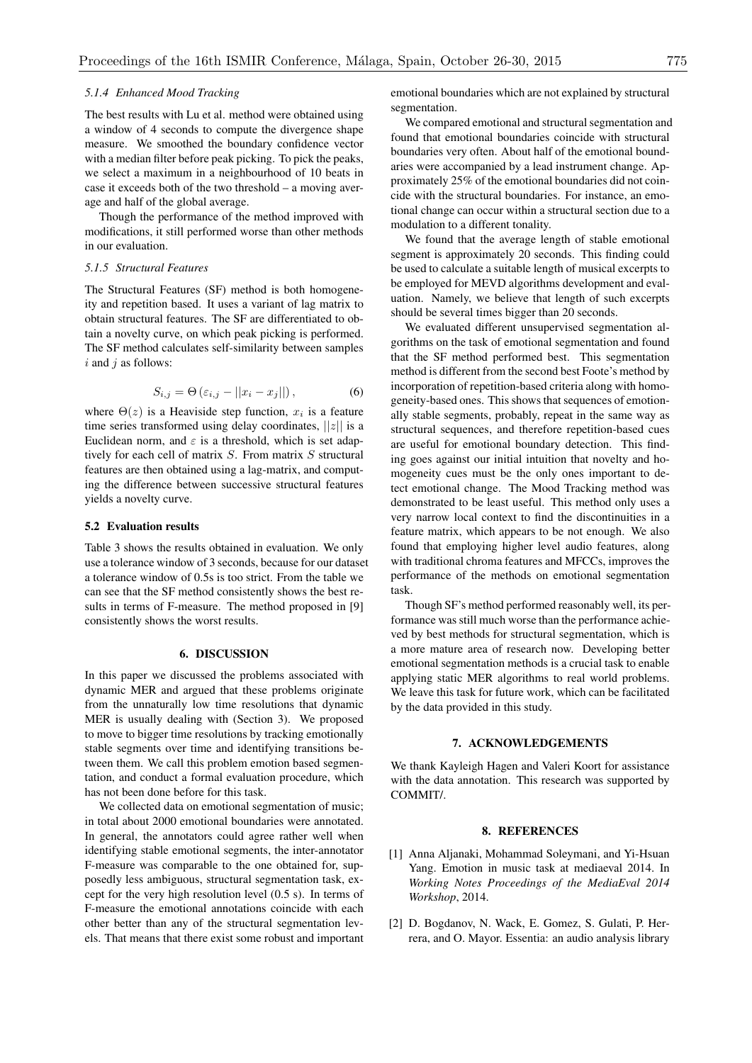#### 5.1.4 Enhanced Mood Tracking

The best results with Lu et al. method were obtained using a window of 4 seconds to compute the divergence shape measure. We smoothed the boundary confidence vector with a median filter before peak picking. To pick the peaks, we select a maximum in a neighbourhood of 10 beats in case it exceeds both of the two threshold – a moving average and half of the global average.

Though the performance of the method improved with modifications, it still performed worse than other methods in our evaluation.

#### 5.1.5 Structural Features

The Structural Features (SF) method is both homogeneity and repetition based. It uses a variant of lag matrix to obtain structural features. The SF are differentiated to obtain a novelty curve, on which peak picking is performed. The SF method calculates self-similarity between samples $i$ and $j$ as follows:

$$S_{i,j} = \Theta\left(\varepsilon_{i,j} - ||x_i - x_j||\right), \tag{6}$$

where $\Theta(z)$ is a Heaviside step function, $x_i$ is a feature time series transformed using delay coordinates, $||z||$ is a Euclidean norm, and $\varepsilon$ is a threshold, which is set adaptively for each cell of matrix $S$. From matrix $S$ structural features are then obtained using a lag-matrix, and computing the difference between successive structural features yields a novelty curve.

### 5.2 Evaluation results

Table 3 shows the results obtained in evaluation. We only use a tolerance window of 3 seconds, because for our dataset a tolerance window of 0.5s is too strict. From the table we can see that the SF method consistently shows the best results in terms of F-measure. The method proposed in [9] consistently shows the worst results.

## 6. DISCUSSION

In this paper we discussed the problems associated with dynamic MER and argued that these problems originate from the unnaturally low time resolutions that dynamic MER is usually dealing with (Section 3). We proposed to move to bigger time resolutions by tracking emotionally stable segments over time and identifying transitions between them. We call this problem emotion based segmentation, and conduct a formal evaluation procedure, which has not been done before for this task.

We collected data on emotional segmentation of music; in total about 2000 emotional boundaries were annotated. In general, the annotators could agree rather well when identifying stable emotional segments, the inter-annotator F-measure was comparable to the one obtained for, supposedly less ambiguous, structural segmentation task, except for the very high resolution level (0.5 s). In terms of F-measure the emotional annotations coincide with each other better than any of the structural segmentation levels. That means that there exist some robust and important emotional boundaries which are not explained by structural segmentation.

We compared emotional and structural segmentation and found that emotional boundaries coincide with structural boundaries very often. About half of the emotional boundaries were accompanied by a lead instrument change. Approximately 25% of the emotional boundaries did not coincide with the structural boundaries. For instance, an emotional change can occur within a structural section due to a modulation to a different tonality.

We found that the average length of stable emotional segment is approximately 20 seconds. This finding could be used to calculate a suitable length of musical excerpts to be employed for MEVD algorithms development and evaluation. Namely, we believe that length of such excerpts should be several times bigger than 20 seconds.

We evaluated different unsupervised segmentation algorithms on the task of emotional segmentation and found that the SF method performed best. This segmentation method is different from the second best Foote's method by incorporation of repetition-based criteria along with homogeneity-based ones. This shows that sequences of emotionally stable segments, probably, repeat in the same way as structural sequences, and therefore repetition-based cues are useful for emotional boundary detection. This finding goes against our initial intuition that novelty and homogeneity cues must be the only ones important to detect emotional change. The Mood Tracking method was demonstrated to be least useful. This method only uses a very narrow local context to find the discontinuities in a feature matrix, which appears to be not enough. We also found that employing higher level audio features, along with traditional chroma features and MFCCs, improves the performance of the methods on emotional segmentation task.

Though SF's method performed reasonably well, its performance was still much worse than the performance achieved by best methods for structural segmentation, which is a more mature area of research now. Developing better emotional segmentation methods is a crucial task to enable applying static MER algorithms to real world problems. We leave this task for future work, which can be facilitated by the data provided in this study.

## 7. ACKNOWLEDGEMENTS

We thank Kayleigh Hagen and Valeri Koort for assistance with the data annotation. This research was supported by COMMIT/.

## 8. REFERENCES

[1] Anna Aljanaki, Mohammad Soleymani, and Yi-Hsuan Yang. Emotion in music task at mediaeval 2014. In *Working Notes Proceedings of the MediaEval 2014 Workshop*, 2014.

[2] D. Bogdanov, N. Wack, E. Gomez, S. Gulati, P. Herrera, and O. Mayor. Essentia: an audio analysis library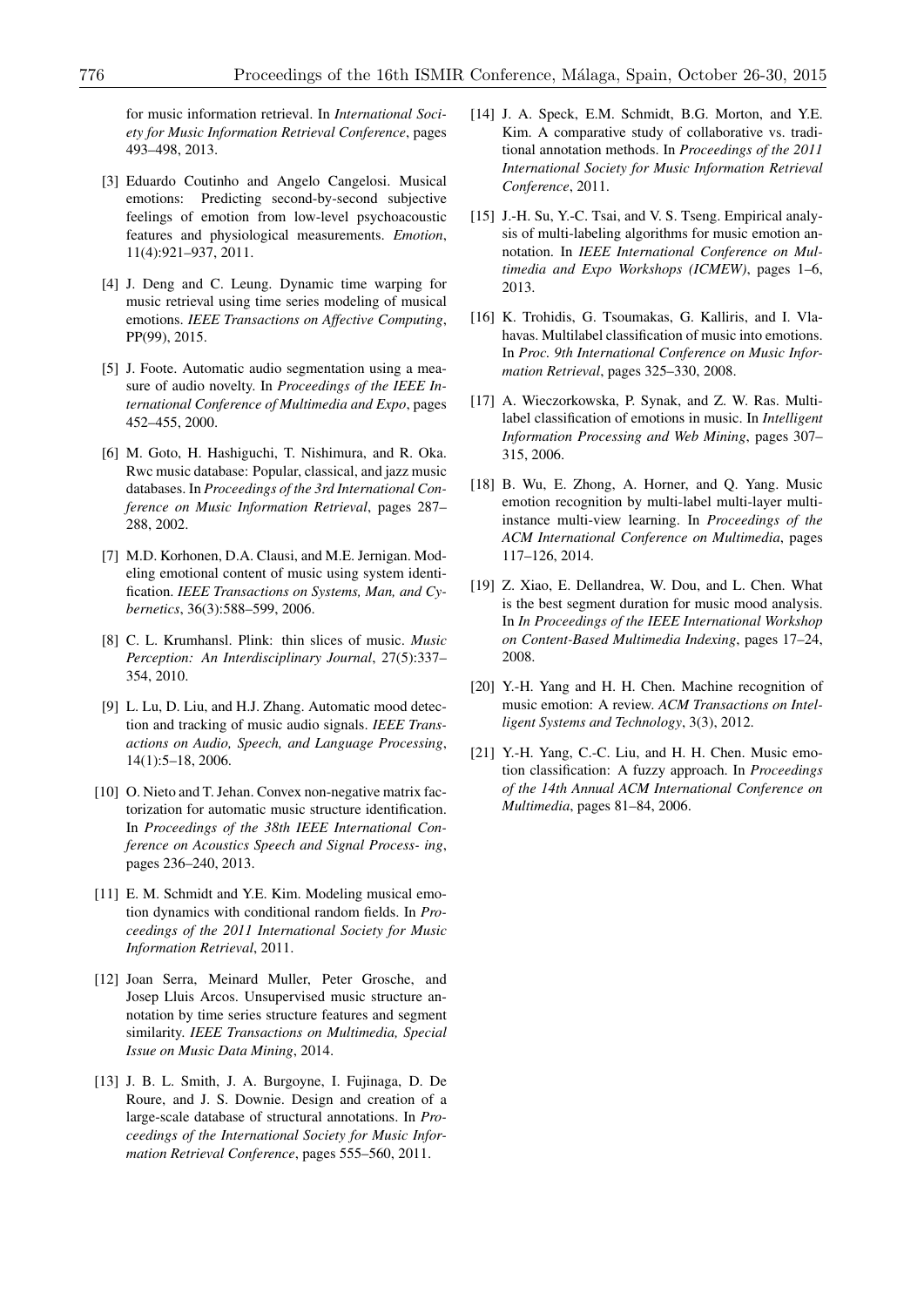for music information retrieval. In *International Society for Music Information Retrieval Conference*, pages 493–498, 2013.

[3] Eduardo Coutinho and Angelo Cangelosi. Musical emotions: Predicting second-by-second subjective feelings of emotion from low-level psychoacoustic features and physiological measurements. *Emotion*, 11(4):921–937, 2011.

[4] J. Deng and C. Leung. Dynamic time warping for music retrieval using time series modeling of musical emotions. *IEEE Transactions on Affective Computing*, PP(99), 2015.

[5] J. Foote. Automatic audio segmentation using a measure of audio novelty. In *Proceedings of the IEEE International Conference of Multimedia and Expo*, pages 452–455, 2000.

[6] M. Goto, H. Hashiguchi, T. Nishimura, and R. Oka. Rwc music database: Popular, classical, and jazz music databases. In *Proceedings of the 3rd International Conference on Music Information Retrieval*, pages 287–288, 2002.

[7] M.D. Korhonen, D.A. Clausi, and M.E. Jernigan. Modeling emotional content of music using system identification. *IEEE Transactions on Systems, Man, and Cybernetics*, 36(3):588–599, 2006.

[8] C. L. Krumhansl. Plink: thin slices of music. *Music Perception: An Interdisciplinary Journal*, 27(5):337–354, 2010.

[9] L. Lu, D. Liu, and H.J. Zhang. Automatic mood detection and tracking of music audio signals. *IEEE Transactions on Audio, Speech, and Language Processing*, 14(1):5–18, 2006.

[10] O. Nieto and T. Jehan. Convex non-negative matrix factorization for automatic music structure identification. In *Proceedings of the 38th IEEE International Conference on Acoustics Speech and Signal Process- ing*, pages 236–240, 2013.

[11] E. M. Schmidt and Y.E. Kim. Modeling musical emotion dynamics with conditional random fields. In *Proceedings of the 2011 International Society for Music Information Retrieval*, 2011.

[12] Joan Serra, Meinard Muller, Peter Grosche, and Josep Lluis Arcos. Unsupervised music structure annotation by time series structure features and segment similarity. *IEEE Transactions on Multimedia, Special Issue on Music Data Mining*, 2014.

[13] J. B. L. Smith, J. A. Burgoyne, I. Fujinaga, D. De Roure, and J. S. Downie. Design and creation of a large-scale database of structural annotations. In *Proceedings of the International Society for Music Information Retrieval Conference*, pages 555–560, 2011.

[14] J. A. Speck, E.M. Schmidt, B.G. Morton, and Y.E. Kim. A comparative study of collaborative vs. traditional annotation methods. In *Proceedings of the 2011 International Society for Music Information Retrieval Conference*, 2011.

[15] J.-H. Su, Y.-C. Tsai, and V. S. Tseng. Empirical analysis of multi-labeling algorithms for music emotion annotation. In *IEEE International Conference on Multimedia and Expo Workshops (ICMEW)*, pages 1–6, 2013.

[16] K. Trohidis, G. Tsoumakas, G. Kalliris, and I. Vlahavas. Multilabel classification of music into emotions. In *Proc. 9th International Conference on Music Information Retrieval*, pages 325–330, 2008.

[17] A. Wieczorkowska, P. Synak, and Z. W. Ras. Multi-label classification of emotions in music. In *Intelligent Information Processing and Web Mining*, pages 307–315, 2006.

[18] B. Wu, E. Zhong, A. Horner, and Q. Yang. Music emotion recognition by multi-label multi-layer multi-instance multi-view learning. In *Proceedings of the ACM International Conference on Multimedia*, pages 117–126, 2014.

[19] Z. Xiao, E. Dellandrea, W. Dou, and L. Chen. What is the best segment duration for music mood analysis. In *In Proceedings of the IEEE International Workshop on Content-Based Multimedia Indexing*, pages 17–24, 2008.

[20] Y.-H. Yang and H. H. Chen. Machine recognition of music emotion: A review. *ACM Transactions on Intelligent Systems and Technology*, 3(3), 2012.

[21] Y.-H. Yang, C.-C. Liu, and H. H. Chen. Music emotion classification: A fuzzy approach. In *Proceedings of the 14th Annual ACM International Conference on Multimedia*, pages 81–84, 2006.